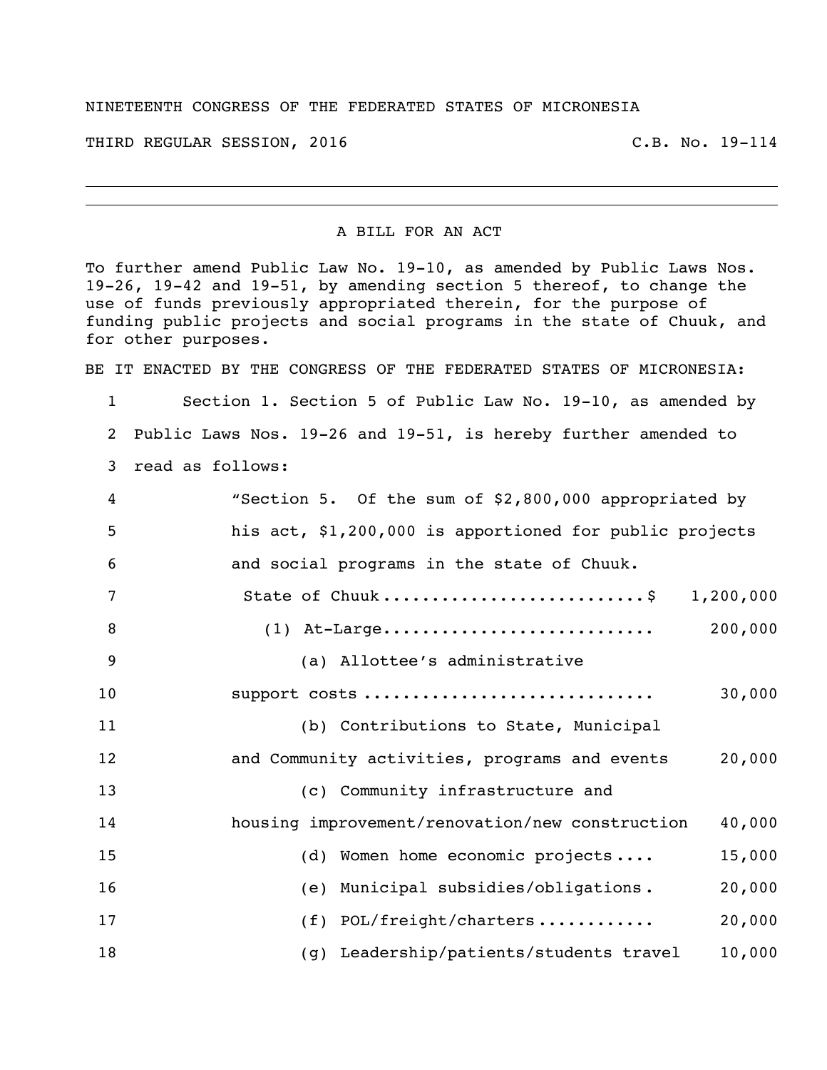NINETEENTH CONGRESS OF THE FEDERATED STATES OF MICRONESIA

THIRD REGULAR SESSION, 2016 C.B. No. 19-114

---

A BILL FOR AN ACT

To further amend Public Law No. 19-10, as amended by Public Laws Nos. 19-26, 19-42 and 19-51, by amending section 5 thereof, to change the use of funds previously appropriated therein, for the purpose of funding public projects and social programs in the state of Chuuk, and for other purposes.

BE IT ENACTED BY THE CONGRESS OF THE FEDERATED STATES OF MICRONESIA:

1 Section 1. Section 5 of Public Law No. 19-10, as amended by
2 Public Laws Nos. 19-26 and 19-51, is hereby further amended to
3 read as follows:

4 "Section 5. Of the sum of $2,800,000 appropriated by
5 his act, $1,200,000 is apportioned for public projects
6 and social programs in the state of Chuuk.

| | | |
|---|---|---|
| 7 | State of Chuuk..........................$ | 1,200,000 |
| 8 | (1) At-Large........................... | 200,000 |
| 9 | (a) Allottee's administrative | |
| 10 | support costs ............................ | 30,000 |
| 11 | (b) Contributions to State, Municipal | |
| 12 | and Community activities, programs and events | 20,000 |
| 13 | (c) Community infrastructure and | |
| 14 | housing improvement/renovation/new construction | 40,000 |
| 15 | (d) Women home economic projects.... | 15,000 |
| 16 | (e) Municipal subsidies/obligations. | 20,000 |
| 17 | (f) POL/freight/charters........... | 20,000 |
| 18 | (g) Leadership/patients/students travel | 10,000 |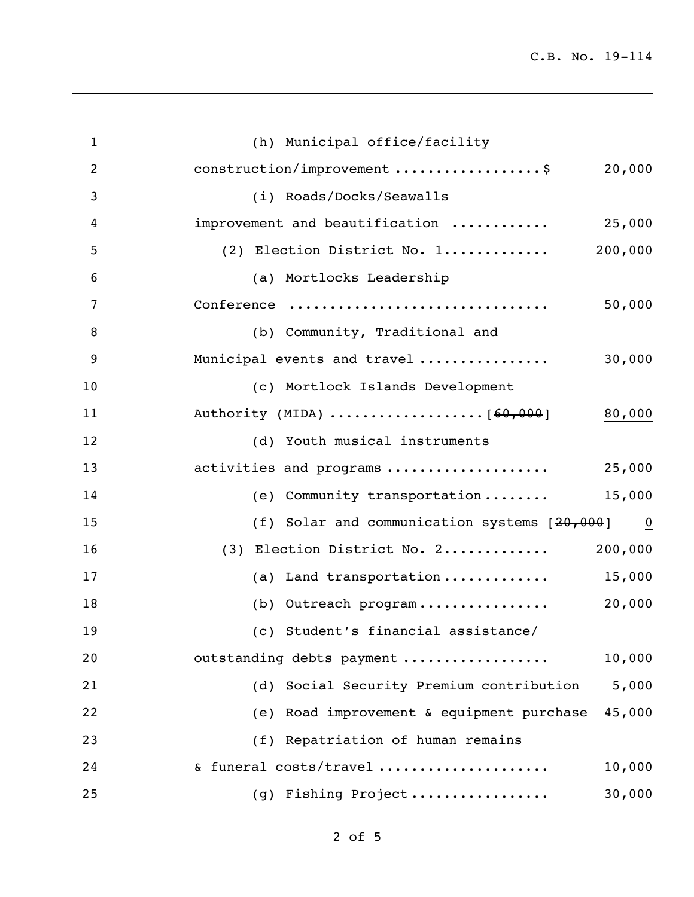(h) Municipal office/facility construction/improvement ..................$ 20,000

(i) Roads/Docks/Seawalls improvement and beautification ............ 25,000

(2) Election District No. 1............. 200,000

(a) Mortlocks Leadership Conference ............................... 50,000

(b) Community, Traditional and Municipal events and travel ................ 30,000

(c) Mortlock Islands Development Authority (MIDA) ..................[~~60,000~~] 80,000

(d) Youth musical instruments activities and programs .................... 25,000

(e) Community transportation........ 15,000

(f) Solar and communication systems [~~20,000~~] 0

(3) Election District No. 2............. 200,000

(a) Land transportation............. 15,000

(b) Outreach program................ 20,000

(c) Student's financial assistance/ outstanding debts payment .................. 10,000

(d) Social Security Premium contribution 5,000

(e) Road improvement & equipment purchase 45,000

(f) Repatriation of human remains & funeral costs/travel ..................... 10,000

(g) Fishing Project................. 30,000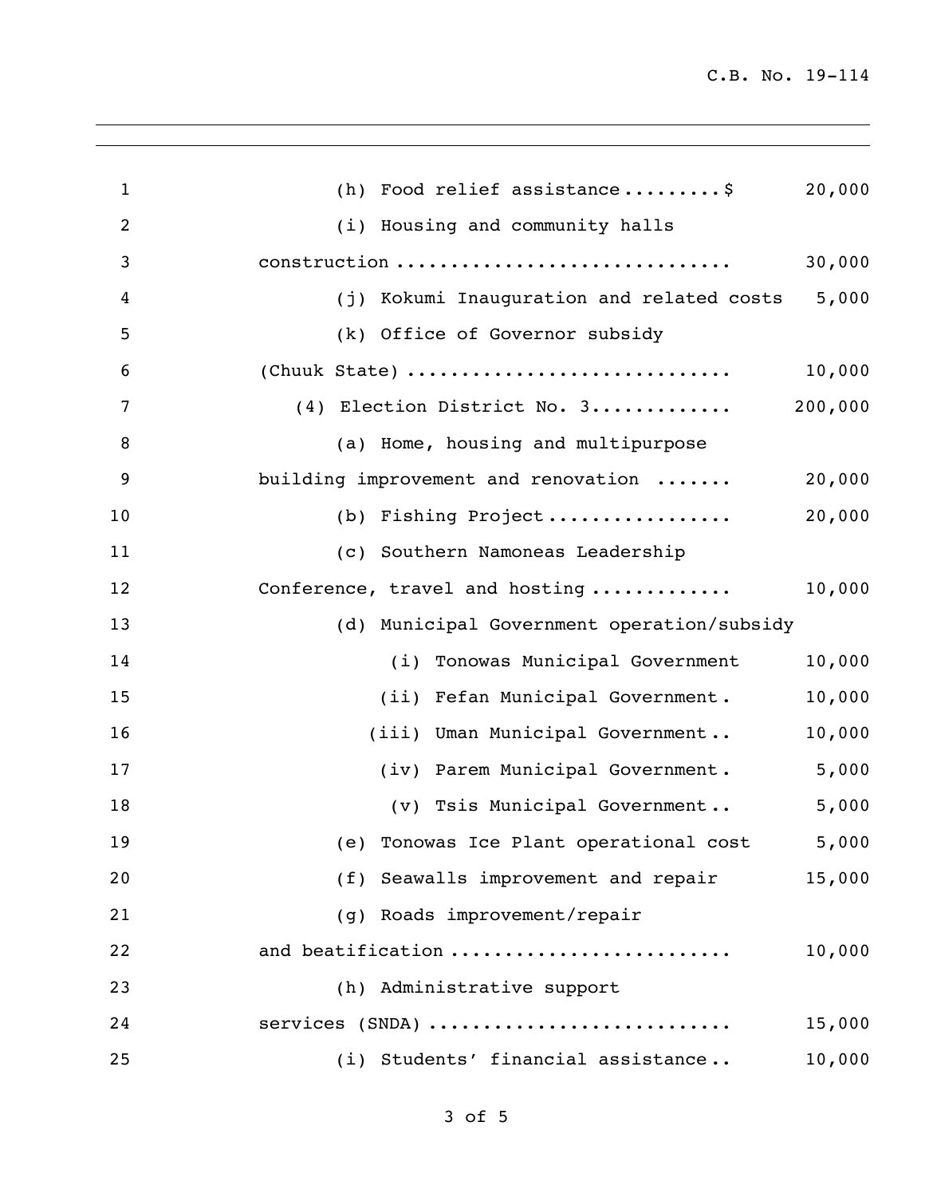(h) Food relief assistance.........$ 20,000

(i) Housing and community halls construction ............................. 30,000

(j) Kokumi Inauguration and related costs 5,000

(k) Office of Governor subsidy (Chuuk State) ............................ 10,000

(4) Election District No. 3............ 200,000

(a) Home, housing and multipurpose building improvement and renovation ....... 20,000

(b) Fishing Project................ 20,000

(c) Southern Namoneas Leadership Conference, travel and hosting ............ 10,000

(d) Municipal Government operation/subsidy

(i) Tonowas Municipal Government 10,000

(ii) Fefan Municipal Government. 10,000

(iii) Uman Municipal Government.. 10,000

(iv) Parem Municipal Government. 5,000

(v) Tsis Municipal Government.. 5,000

(e) Tonowas Ice Plant operational cost 5,000

(f) Seawalls improvement and repair 15,000

(g) Roads improvement/repair and beatification ........................ 10,000

(h) Administrative support services (SNDA) .......................... 15,000

(i) Students' financial assistance.. 10,000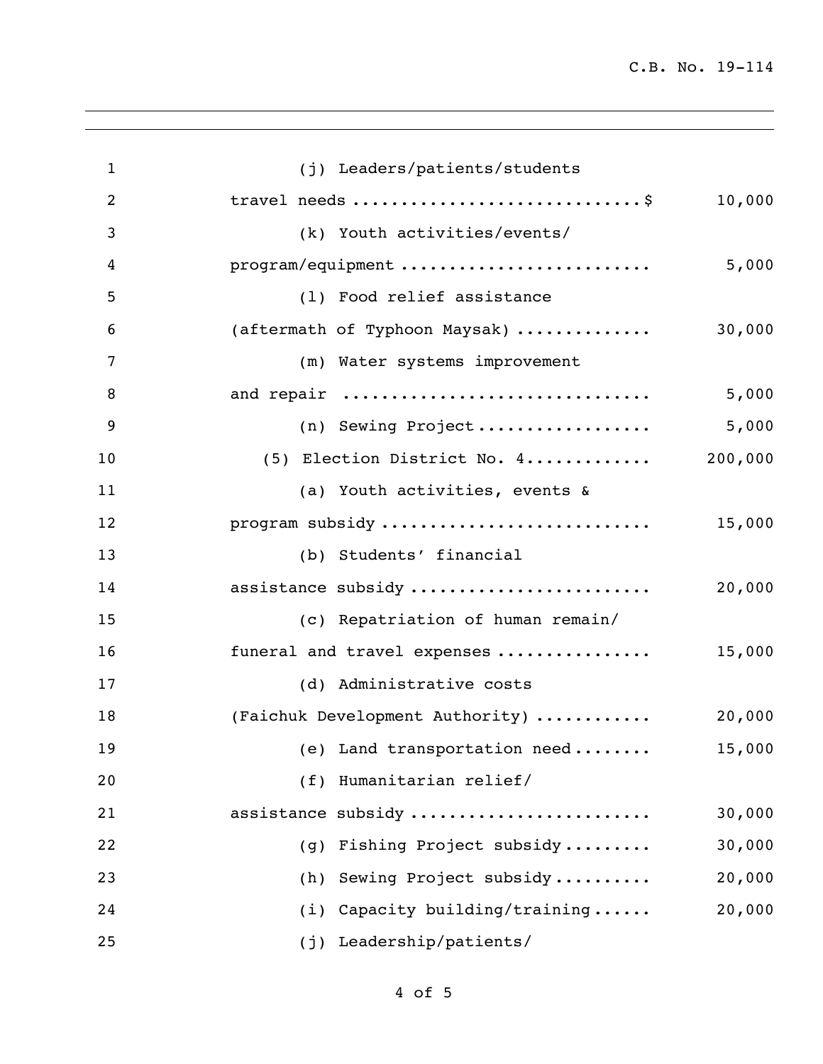(j) Leaders/patients/students travel needs ............................$ 10,000

(k) Youth activities/events/ program/equipment ......................... 5,000

(l) Food relief assistance (aftermath of Typhoon Maysak) ............. 30,000

(m) Water systems improvement and repair .............................. 5,000

(n) Sewing Project.................. 5,000

(5) Election District No. 4............ 200,000

(a) Youth activities, events & program subsidy .......................... 15,000

(b) Students' financial assistance subsidy ........................ 20,000

(c) Repatriation of human remain/ funeral and travel expenses ................ 15,000

(d) Administrative costs (Faichuk Development Authority) ........... 20,000

(e) Land transportation need........ 15,000

(f) Humanitarian relief/ assistance subsidy ........................ 30,000

(g) Fishing Project subsidy......... 30,000

(h) Sewing Project subsidy.......... 20,000

(i) Capacity building/training...... 20,000

(j) Leadership/patients/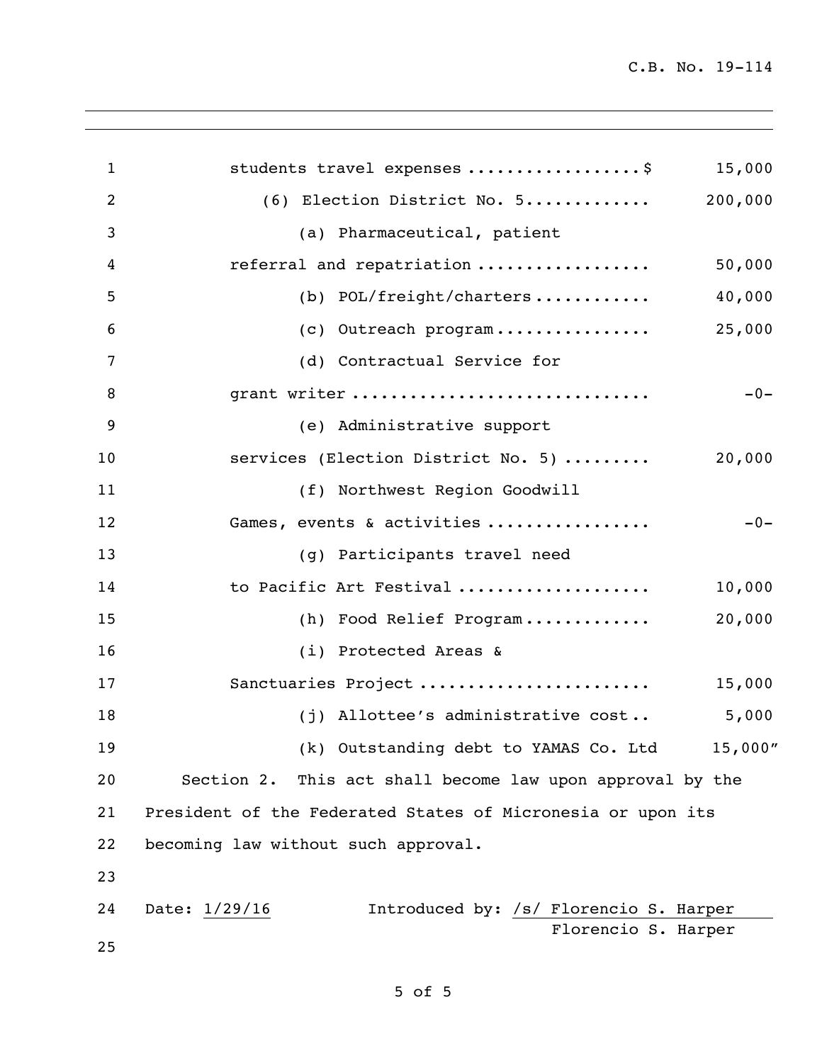students travel expenses ..................$ 15,000

(6) Election District No. 5............. 200,000

(a) Pharmaceutical, patient referral and repatriation .................. 50,000

(b) POL/freight/charters............ 40,000

(c) Outreach program................ 25,000

(d) Contractual Service for grant writer .............................. -0-

(e) Administrative support services (Election District No. 5) ......... 20,000

(f) Northwest Region Goodwill Games, events & activities ................. -0-

(g) Participants travel need to Pacific Art Festival ................... 10,000

(h) Food Relief Program............. 20,000

(i) Protected Areas & Sanctuaries Project ....................... 15,000

(j) Allottee's administrative cost.. 5,000

(k) Outstanding debt to YAMAS Co. Ltd 15,000"

Section 2. This act shall become law upon approval by the President of the Federated States of Micronesia or upon its becoming law without such approval.

Date: 1/29/16 Introduced by: /s/ Florencio S. Harper

Florencio S. Harper